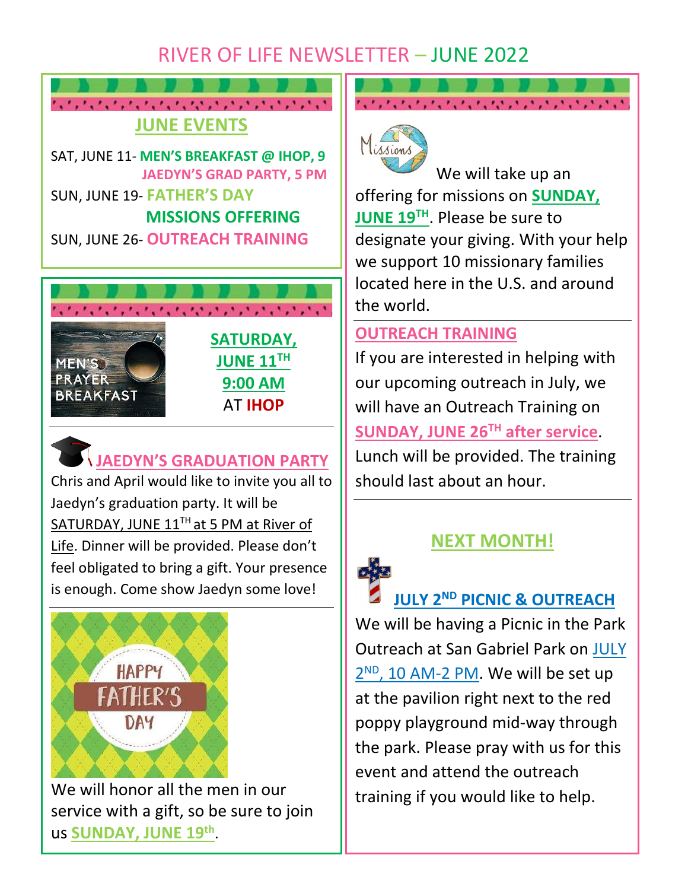# RIVER OF LIFE NEWSLETTER – JUNE 2022

## JUNE EVENTS

SAT, JUNE 11- **MEN'S BREAKFAST @ IHOP, 9**
**JAEDYN'S GRAD PARTY, 5 PM**

SUN, JUNE 19- **FATHER'S DAY**
**MISSIONS OFFERING**

SUN, JUNE 26- **OUTREACH TRAINING**

MEN'S PRAYER BREAKFAST

**SATURDAY, JUNE 11TH 9:00 AM**
AT **IHOP**

## JAEDYN'S GRADUATION PARTY

Chris and April would like to invite you all to Jaedyn's graduation party. It will be SATURDAY, JUNE 11TH at 5 PM at River of Life. Dinner will be provided. Please don't feel obligated to bring a gift. Your presence is enough. Come show Jaedyn some love!

HAPPY FATHER'S DAY

We will honor all the men in our service with a gift, so be sure to join us **SUNDAY, JUNE 19th**.

Missions

We will take up an offering for missions on **SUNDAY, JUNE 19TH**. Please be sure to designate your giving. With your help we support 10 missionary families located here in the U.S. and around the world.

## OUTREACH TRAINING

If you are interested in helping with our upcoming outreach in July, we will have an Outreach Training on **SUNDAY, JUNE 26TH after service**. Lunch will be provided. The training should last about an hour.

## NEXT MONTH!

### JULY 2ND PICNIC & OUTREACH

We will be having a Picnic in the Park Outreach at San Gabriel Park on JULY 2ND, 10 AM-2 PM. We will be set up at the pavilion right next to the red poppy playground mid-way through the park. Please pray with us for this event and attend the outreach training if you would like to help.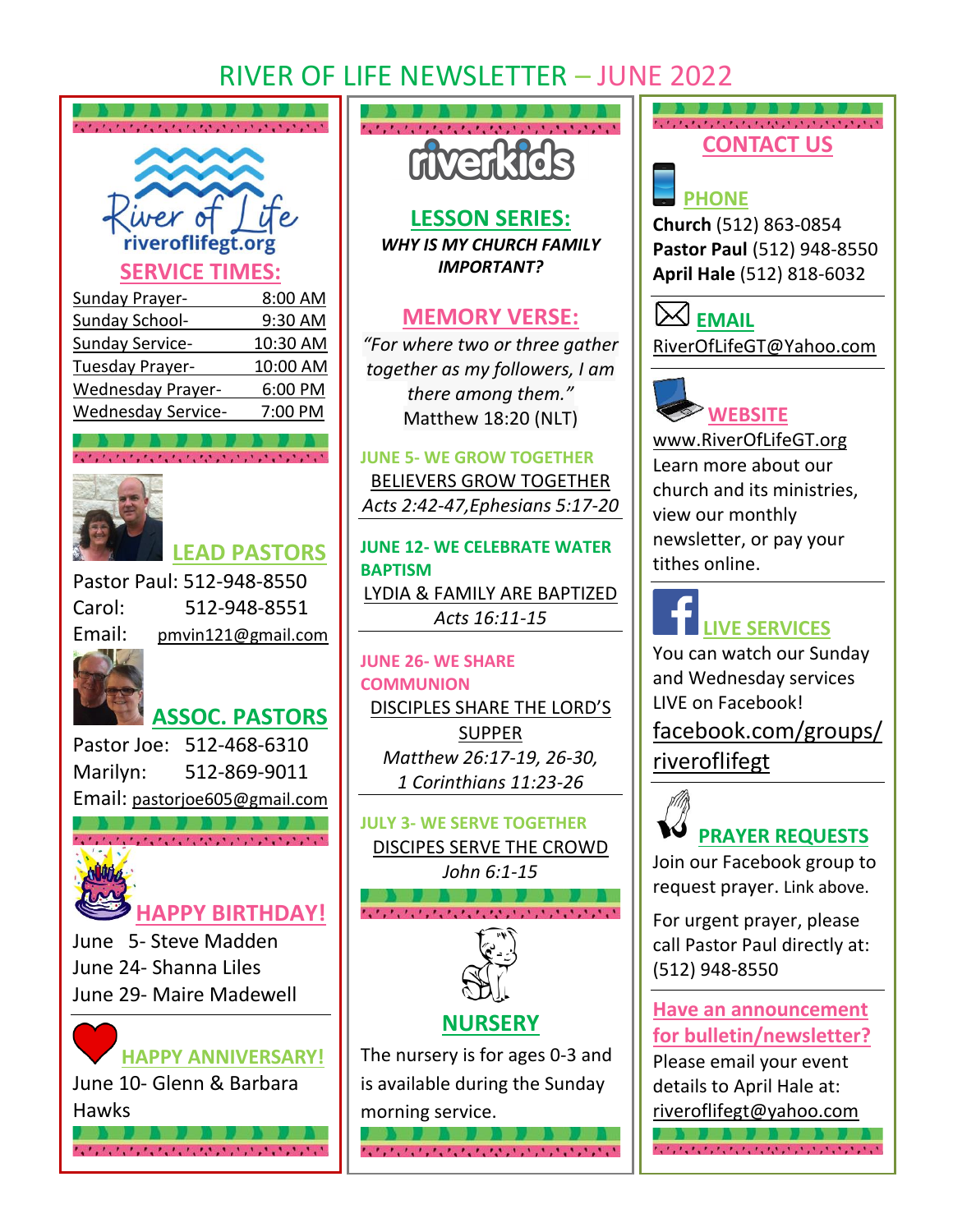# RIVER OF LIFE NEWSLETTER – JUNE 2022

River of Life
riveroflifegt.org

## SERVICE TIMES:

| | |
|---|---|
| Sunday Prayer- | 8:00 AM |
| Sunday School- | 9:30 AM |
| Sunday Service- | 10:30 AM |
| Tuesday Prayer- | 10:00 AM |
| Wednesday Prayer- | 6:00 PM |
| Wednesday Service- | 7:00 PM |

## LEAD PASTORS

Pastor Paul: 512-948-8550
Carol: 512-948-8551
Email: pmvin121@gmail.com

## ASSOC. PASTORS

Pastor Joe: 512-468-6310
Marilyn: 512-869-9011
Email: pastorjoe605@gmail.com

## HAPPY BIRTHDAY!

June 5- Steve Madden
June 24- Shanna Liles
June 29- Maire Madewell

## HAPPY ANNIVERSARY!

June 10- Glenn & Barbara Hawks

## riverkids

### LESSON SERIES:

***WHY IS MY CHURCH FAMILY IMPORTANT?***

### MEMORY VERSE:

*"For where two or three gather together as my followers, I am there among them."*
Matthew 18:20 (NLT)

**JUNE 5- WE GROW TOGETHER**
BELIEVERS GROW TOGETHER
*Acts 2:42-47,Ephesians 5:17-20*

**JUNE 12- WE CELEBRATE WATER BAPTISM**
LYDIA & FAMILY ARE BAPTIZED
*Acts 16:11-15*

**JUNE 26- WE SHARE COMMUNION**
DISCIPLES SHARE THE LORD'S SUPPER
*Matthew 26:17-19, 26-30, 1 Corinthians 11:23-26*

**JULY 3- WE SERVE TOGETHER**
DISCIPES SERVE THE CROWD
*John 6:1-15*

### NURSERY

The nursery is for ages 0-3 and is available during the Sunday morning service.

## CONTACT US

### PHONE

**Church** (512) 863-0854
**Pastor Paul** (512) 948-8550
**April Hale** (512) 818-6032

### EMAIL

RiverOfLifeGT@Yahoo.com

### WEBSITE

www.RiverOfLifeGT.org
Learn more about our church and its ministries, view our monthly newsletter, or pay your tithes online.

### LIVE SERVICES

You can watch our Sunday and Wednesday services LIVE on Facebook!
facebook.com/groups/riveroflifegt

### PRAYER REQUESTS

Join our Facebook group to request prayer. Link above.

For urgent prayer, please call Pastor Paul directly at: (512) 948-8550

### Have an announcement for bulletin/newsletter?

Please email your event details to April Hale at: riveroflifegt@yahoo.com